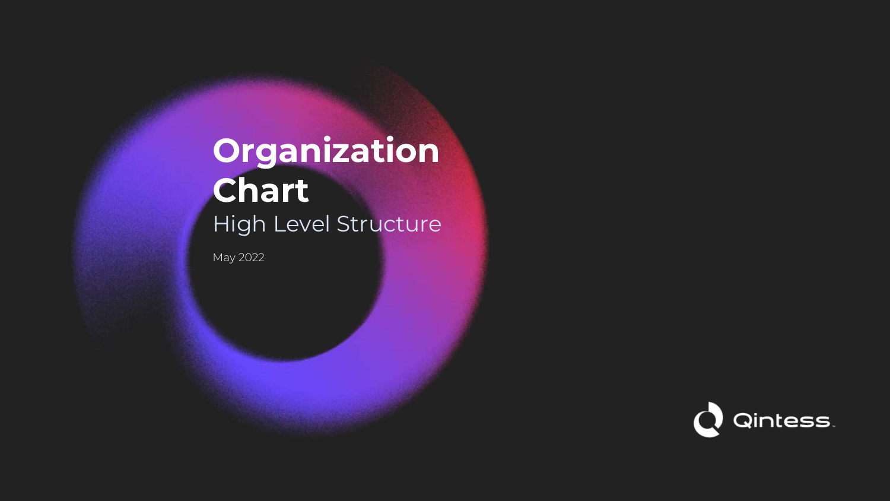# Organization Chart

High Level Structure

May 2022

Qintess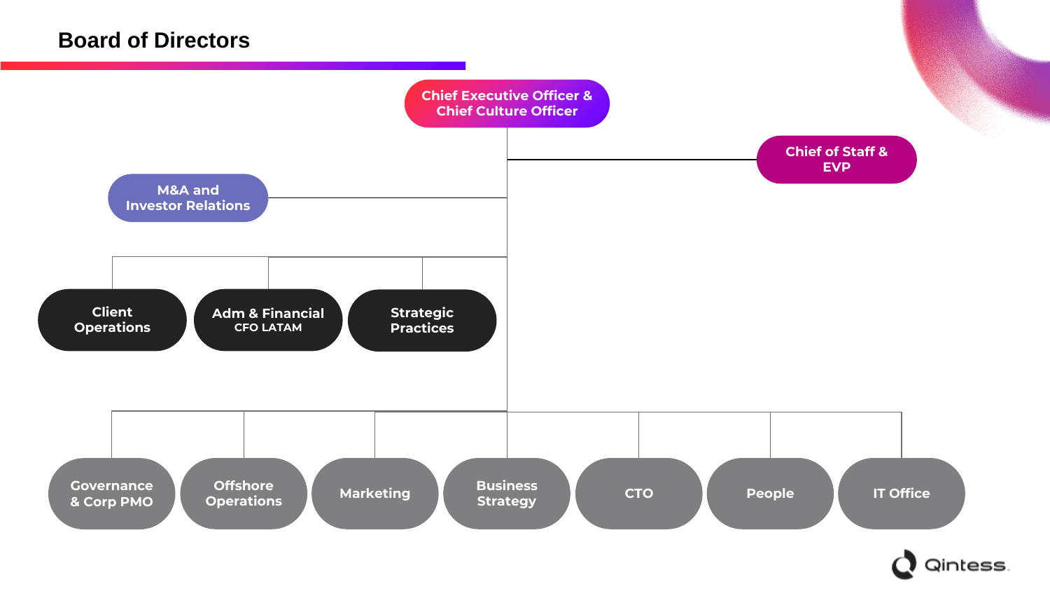# Board of Directors

- **Chief Executive Officer & Chief Culture Officer**
  - Chief of Staff & EVP
  - M&A and Investor Relations
  - Client Operations
  - Adm & Financial
    - CFO LATAM
  - Strategic Practices
  - Governance & Corp PMO
  - Offshore Operations
  - Marketing
  - Business Strategy
  - CTO
  - People
  - IT Office

Qintess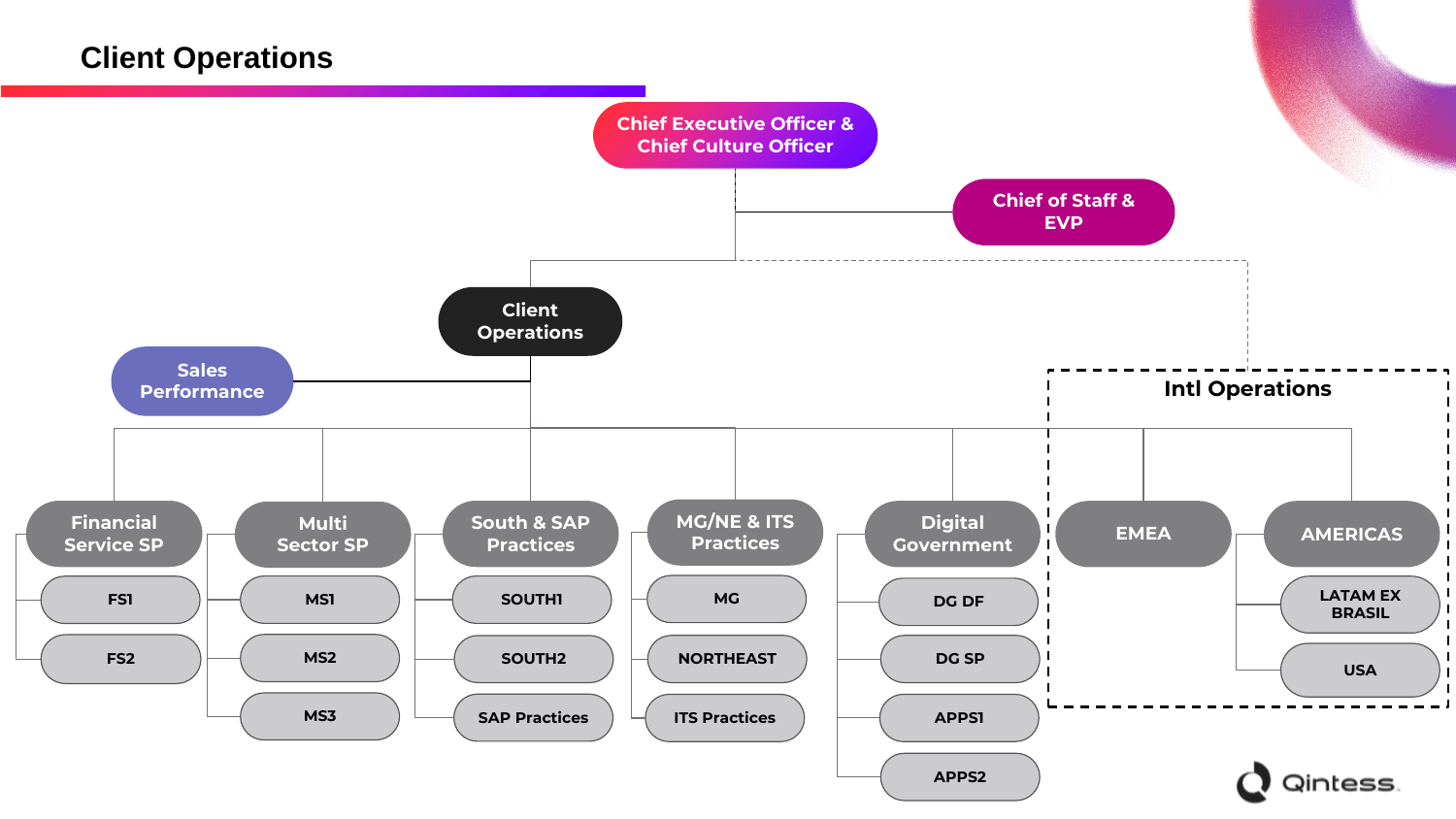# Client Operations

- **Chief Executive Officer & Chief Culture Officer**
  - **Chief of Staff & EVP**
  - **Client Operations**
    - **Sales Performance**
    - **Financial Service SP**
      - FS1
      - FS2
    - **Multi Sector SP**
      - MS1
      - MS2
      - MS3
    - **South & SAP Practices**
      - SOUTH1
      - SOUTH2
      - SAP Practices
    - **MG/NE & ITS Practices**
      - MG
      - NORTHEAST
      - ITS Practices
    - **Digital Government**
      - DG DF
      - DG SP
      - APPS1
      - APPS2
  - **Intl Operations**
    - **EMEA**
    - **AMERICAS**
      - LATAM EX BRASIL
      - USA

Qintess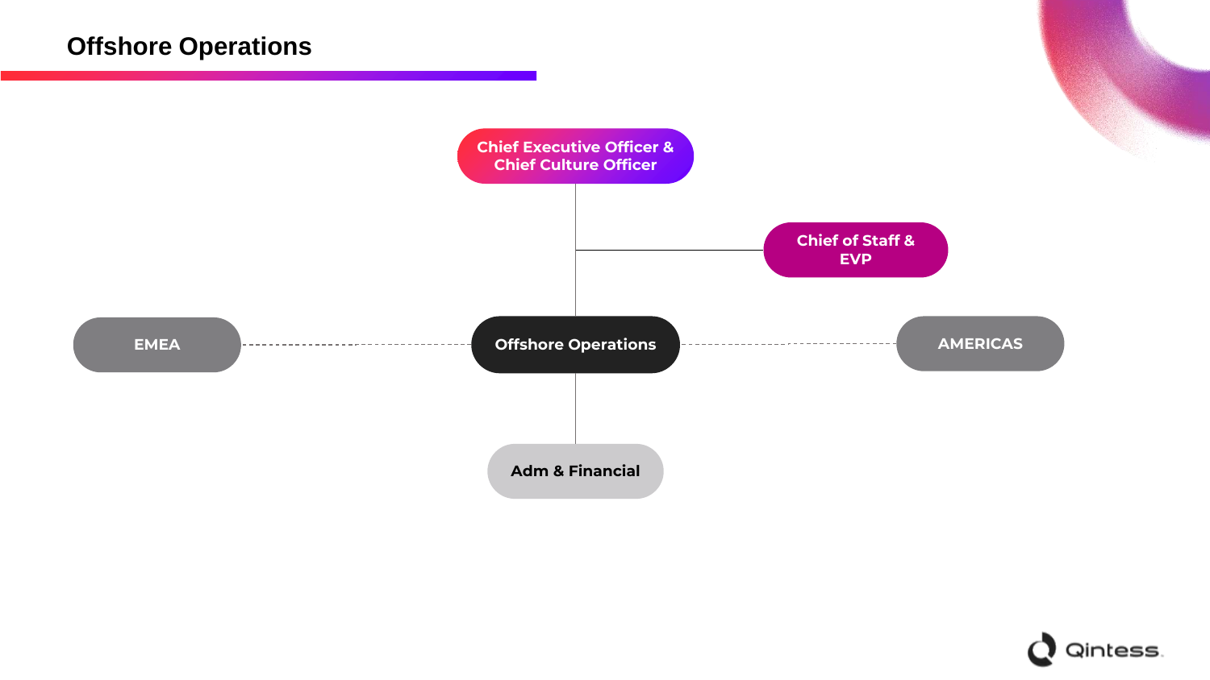# Offshore Operations

- Chief Executive Officer & Chief Culture Officer
  - Chief of Staff & EVP
  - Offshore Operations
    - EMEA
    - AMERICAS
    - Adm & Financial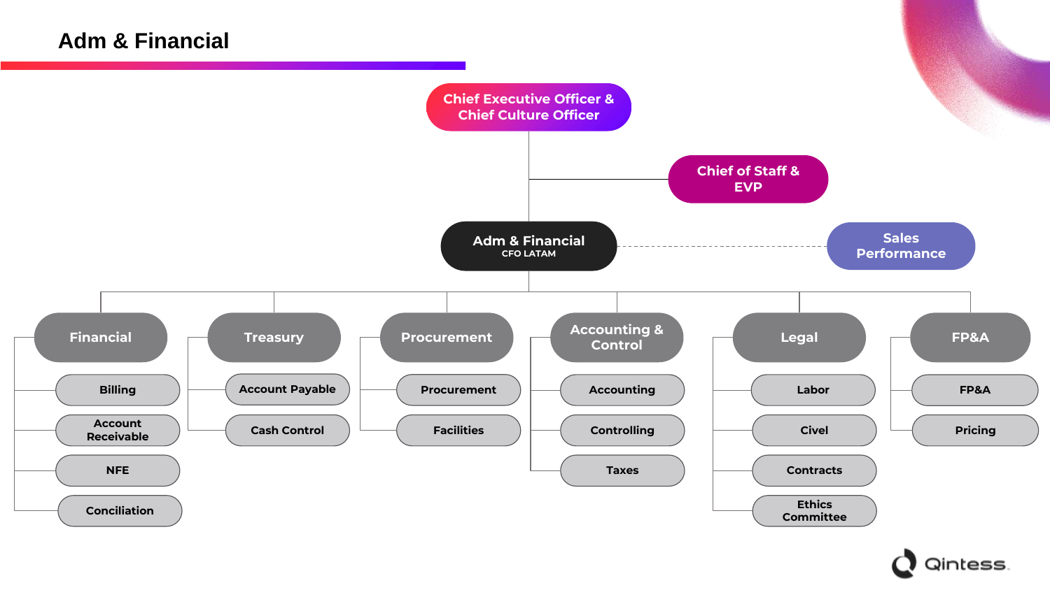# Adm & Financial

- **Chief Executive Officer & Chief Culture Officer**
  - **Chief of Staff & EVP**
  - **Adm & Financial** (CFO LATAM) — - - - **Sales Performance**
    - **Financial**
      - Billing
      - Account Receivable
      - NFE
      - Conciliation
    - **Treasury**
      - Account Payable
      - Cash Control
    - **Procurement**
      - Procurement
      - Facilities
    - **Accounting & Control**
      - Accounting
      - Controlling
      - Taxes
    - **Legal**
      - Labor
      - Civel
      - Contracts
      - Ethics Committee
    - **FP&A**
      - FP&A
      - Pricing

Qintess.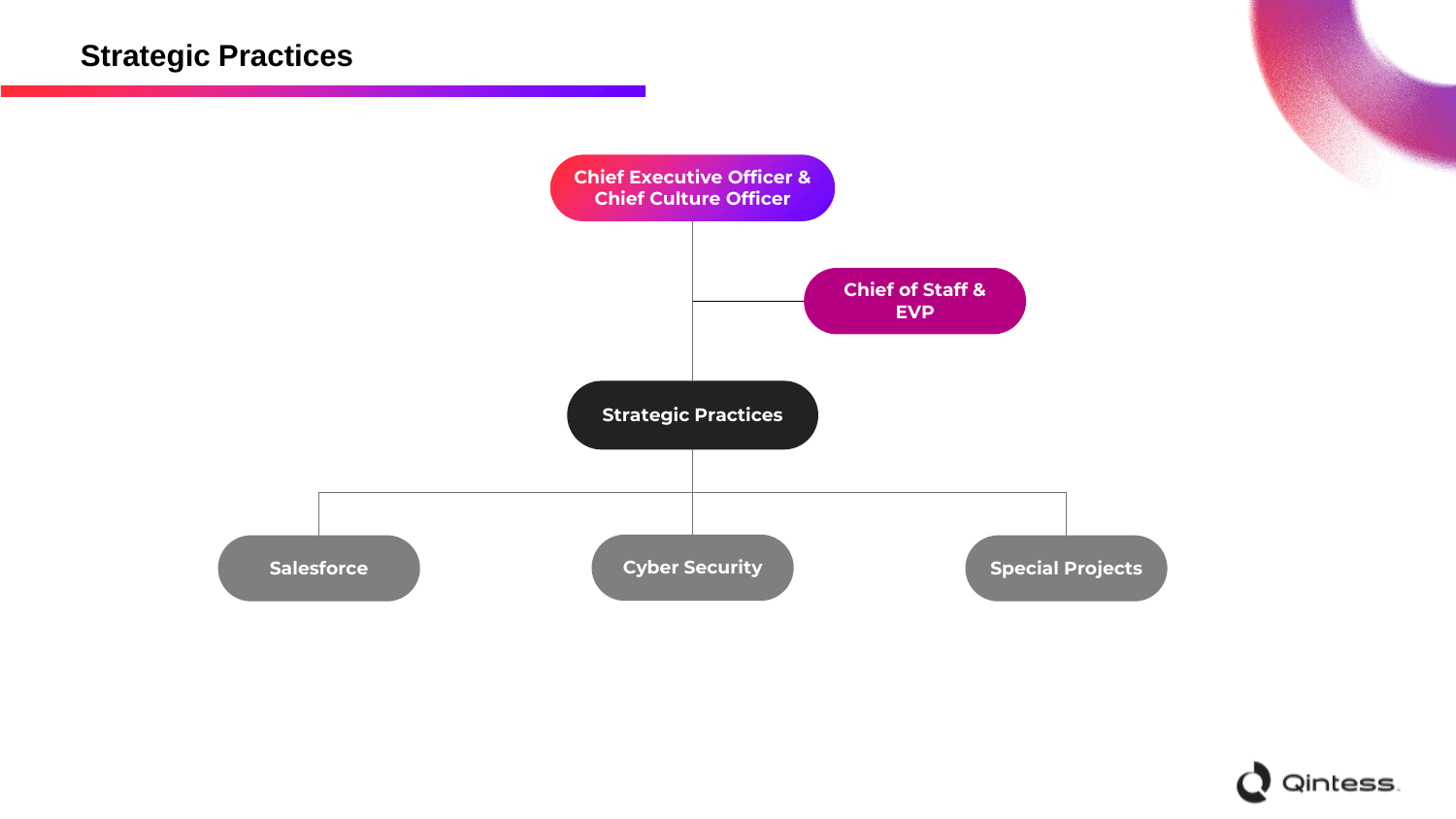# Strategic Practices

- Chief Executive Officer & Chief Culture Officer
  - Chief of Staff & EVP
  - Strategic Practices
    - Salesforce
    - Cyber Security
    - Special Projects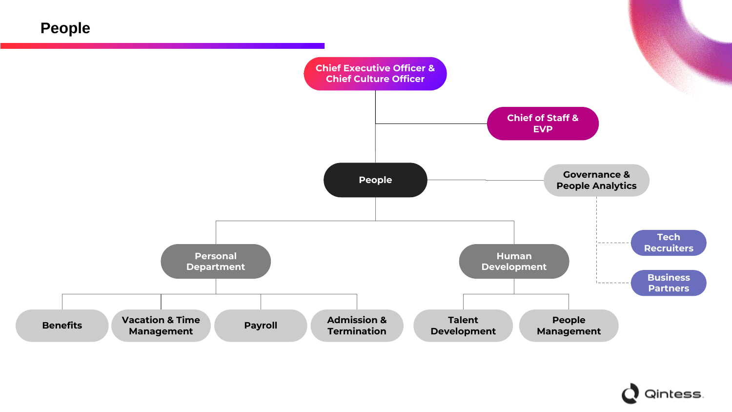# People

- Chief Executive Officer & Chief Culture Officer
  - Chief of Staff & EVP
  - People
    - Governance & People Analytics
      - Tech Recruiters
      - Business Partners
    - Personal Department
      - Benefits
      - Vacation & Time Management
      - Payroll
      - Admission & Termination
    - Human Development
      - Talent Development
      - People Management

Qintess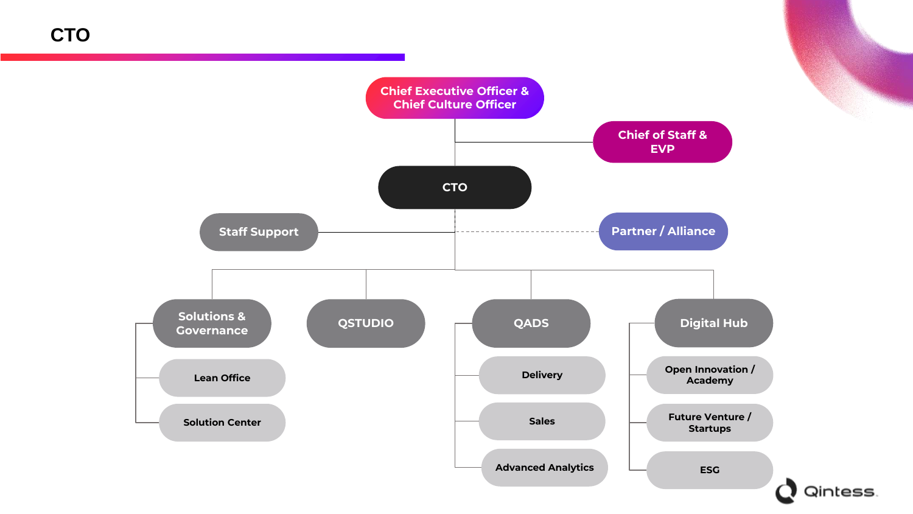# CTO

- Chief Executive Officer & Chief Culture Officer
  - Chief of Staff & EVP
  - CTO
    - Staff Support
    - Partner / Alliance
    - Solutions & Governance
      - Lean Office
      - Solution Center
    - QSTUDIO
    - QADS
      - Delivery
      - Sales
      - Advanced Analytics
    - Digital Hub
      - Open Innovation / Academy
      - Future Venture / Startups
      - ESG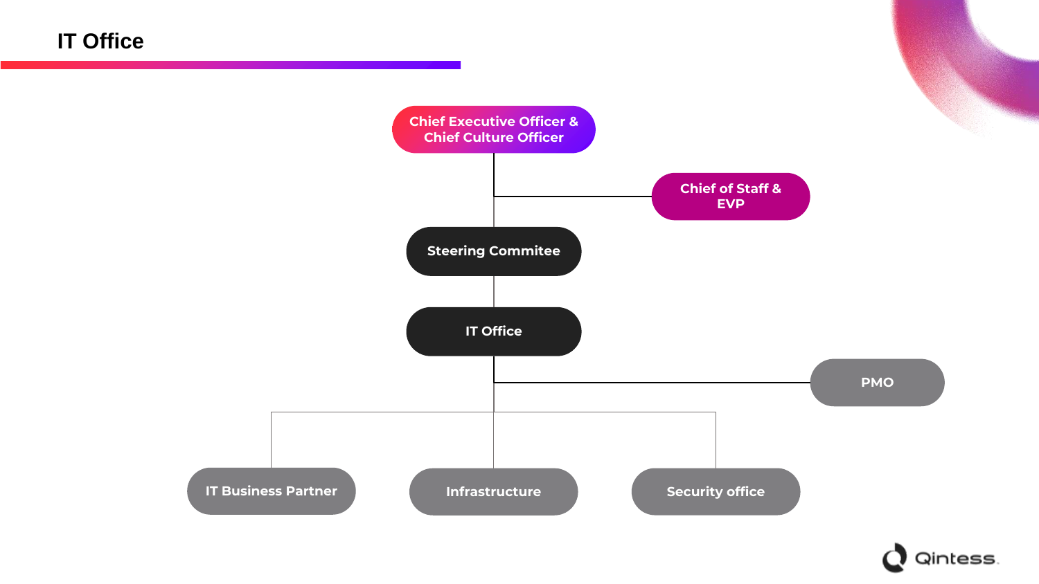# IT Office

- Chief Executive Officer & Chief Culture Officer
  - Chief of Staff & EVP
  - Steering Commitee
    - IT Office
      - PMO
      - IT Business Partner
      - Infrastructure
      - Security office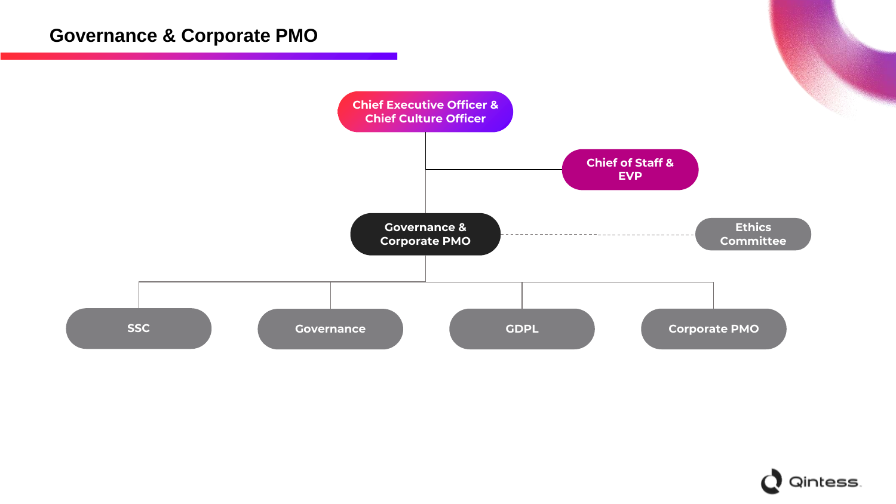# Governance & Corporate PMO

- Chief Executive Officer & Chief Culture Officer
  - Chief of Staff & EVP
  - Governance & Corporate PMO
    - Ethics Committee
    - SSC
    - Governance
    - GDPL
    - Corporate PMO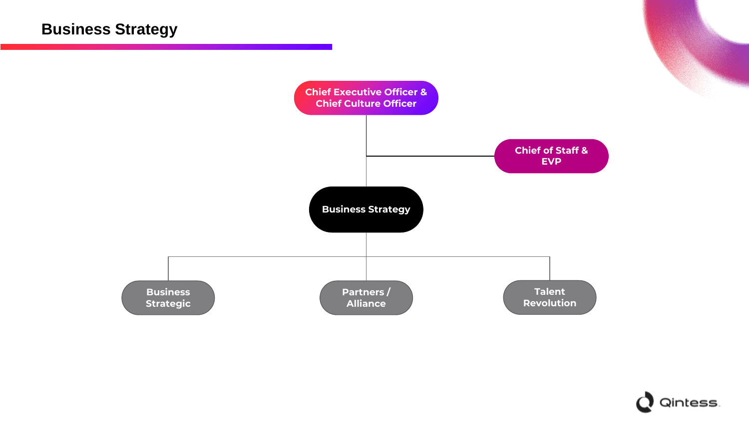# Business Strategy

- **Chief Executive Officer & Chief Culture Officer**
  - **Chief of Staff & EVP**
  - **Business Strategy**
    - Business Strategic
    - Partners / Alliance
    - Talent Revolution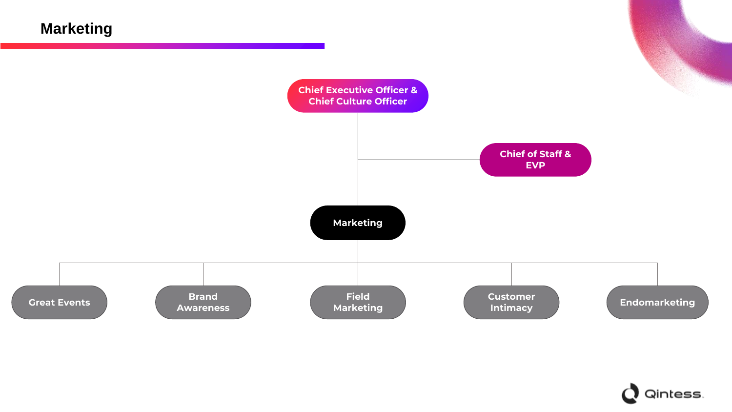# Marketing

Chief Executive Officer & Chief Culture Officer

Chief of Staff & EVP

Marketing

- Great Events
- Brand Awareness
- Field Marketing
- Customer Intimacy
- Endomarketing